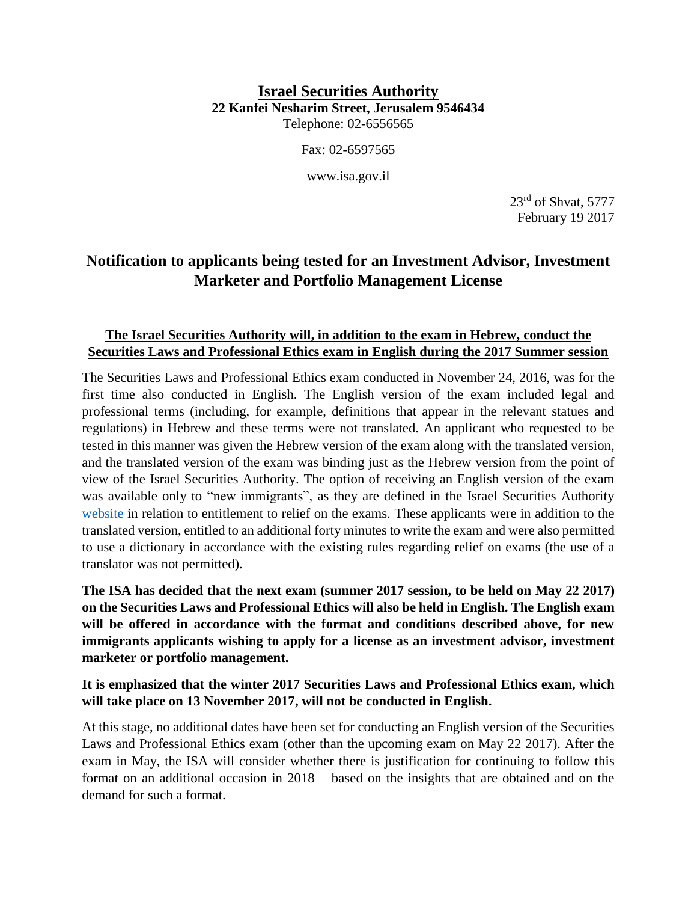**Israel Securities Authority**
**22 Kanfei Nesharim Street, Jerusalem 9546434**
Telephone: 02-6556565

Fax: 02-6597565

www.isa.gov.il

23rd of Shvat, 5777
February 19 2017

# Notification to applicants being tested for an Investment Advisor, Investment Marketer and Portfolio Management License

## The Israel Securities Authority will, in addition to the exam in Hebrew, conduct the Securities Laws and Professional Ethics exam in English during the 2017 Summer session

The Securities Laws and Professional Ethics exam conducted in November 24, 2016, was for the first time also conducted in English. The English version of the exam included legal and professional terms (including, for example, definitions that appear in the relevant statues and regulations) in Hebrew and these terms were not translated. An applicant who requested to be tested in this manner was given the Hebrew version of the exam along with the translated version, and the translated version of the exam was binding just as the Hebrew version from the point of view of the Israel Securities Authority. The option of receiving an English version of the exam was available only to "new immigrants", as they are defined in the Israel Securities Authority website in relation to entitlement to relief on the exams. These applicants were in addition to the translated version, entitled to an additional forty minutes to write the exam and were also permitted to use a dictionary in accordance with the existing rules regarding relief on exams (the use of a translator was not permitted).

**The ISA has decided that the next exam (summer 2017 session, to be held on May 22 2017) on the Securities Laws and Professional Ethics will also be held in English. The English exam will be offered in accordance with the format and conditions described above, for new immigrants applicants wishing to apply for a license as an investment advisor, investment marketer or portfolio management.**

**It is emphasized that the winter 2017 Securities Laws and Professional Ethics exam, which will take place on 13 November 2017, will not be conducted in English.**

At this stage, no additional dates have been set for conducting an English version of the Securities Laws and Professional Ethics exam (other than the upcoming exam on May 22 2017). After the exam in May, the ISA will consider whether there is justification for continuing to follow this format on an additional occasion in 2018 – based on the insights that are obtained and on the demand for such a format.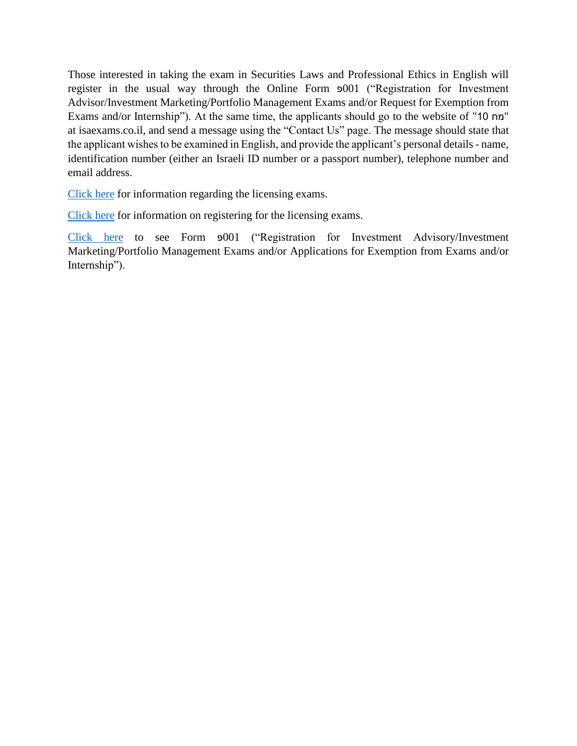Those interested in taking the exam in Securities Laws and Professional Ethics in English will register in the usual way through the Online Form פ001 ("Registration for Investment Advisor/Investment Marketing/Portfolio Management Exams and/or Request for Exemption from Exams and/or Internship"). At the same time, the applicants should go to the website of "מה 10" at isaexams.co.il, and send a message using the "Contact Us" page. The message should state that the applicant wishes to be examined in English, and provide the applicant's personal details - name, identification number (either an Israeli ID number or a passport number), telephone number and email address.

Click here for information regarding the licensing exams.

Click here for information on registering for the licensing exams.

Click here to see Form פ001 ("Registration for Investment Advisory/Investment Marketing/Portfolio Management Exams and/or Applications for Exemption from Exams and/or Internship").